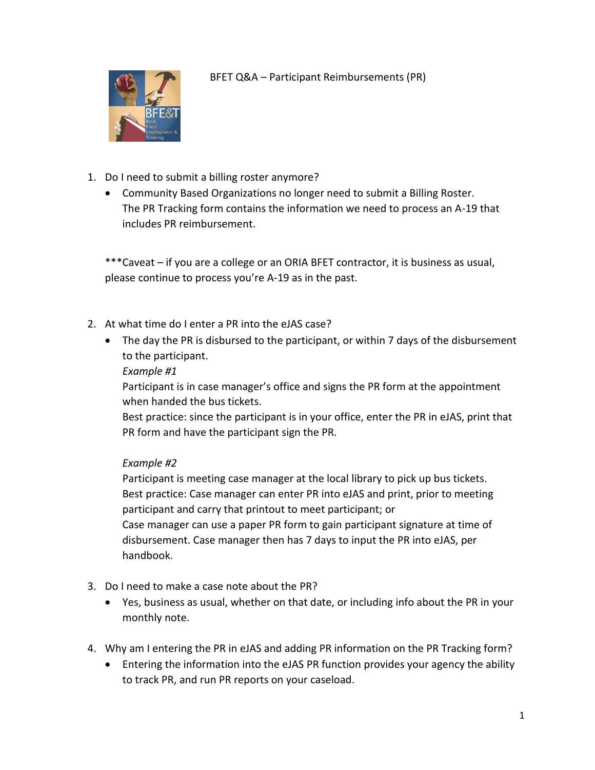# BFET Q&A – Participant Reimbursements (PR)

1. Do I need to submit a billing roster anymore?
   - Community Based Organizations no longer need to submit a Billing Roster. The PR Tracking form contains the information we need to process an A-19 that includes PR reimbursement.

   ***Caveat – if you are a college or an ORIA BFET contractor, it is business as usual, please continue to process you're A-19 as in the past.

2. At what time do I enter a PR into the eJAS case?
   - The day the PR is disbursed to the participant, or within 7 days of the disbursement to the participant.

     *Example #1*
     Participant is in case manager's office and signs the PR form at the appointment when handed the bus tickets.
     Best practice: since the participant is in your office, enter the PR in eJAS, print that PR form and have the participant sign the PR.

     *Example #2*
     Participant is meeting case manager at the local library to pick up bus tickets.
     Best practice: Case manager can enter PR into eJAS and print, prior to meeting participant and carry that printout to meet participant; or
     Case manager can use a paper PR form to gain participant signature at time of disbursement. Case manager then has 7 days to input the PR into eJAS, per handbook.

3. Do I need to make a case note about the PR?
   - Yes, business as usual, whether on that date, or including info about the PR in your monthly note.

4. Why am I entering the PR in eJAS and adding PR information on the PR Tracking form?
   - Entering the information into the eJAS PR function provides your agency the ability to track PR, and run PR reports on your caseload.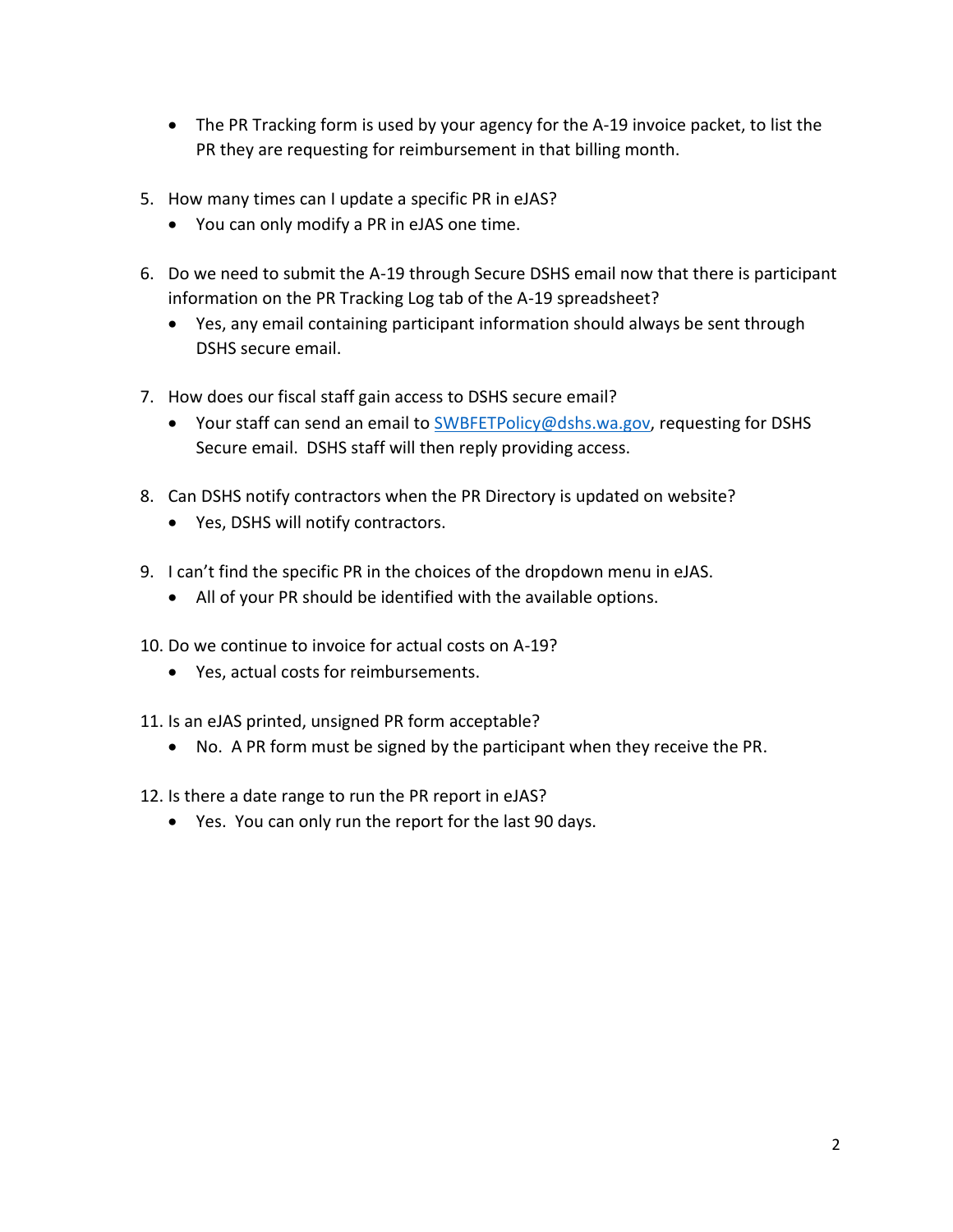- The PR Tracking form is used by your agency for the A-19 invoice packet, to list the PR they are requesting for reimbursement in that billing month.

5. How many times can I update a specific PR in eJAS?
   - You can only modify a PR in eJAS one time.

6. Do we need to submit the A-19 through Secure DSHS email now that there is participant information on the PR Tracking Log tab of the A-19 spreadsheet?
   - Yes, any email containing participant information should always be sent through DSHS secure email.

7. How does our fiscal staff gain access to DSHS secure email?
   - Your staff can send an email to [SWBFETPolicy@dshs.wa.gov](mailto:SWBFETPolicy@dshs.wa.gov), requesting for DSHS Secure email. DSHS staff will then reply providing access.

8. Can DSHS notify contractors when the PR Directory is updated on website?
   - Yes, DSHS will notify contractors.

9. I can't find the specific PR in the choices of the dropdown menu in eJAS.
   - All of your PR should be identified with the available options.

10. Do we continue to invoice for actual costs on A-19?
    - Yes, actual costs for reimbursements.

11. Is an eJAS printed, unsigned PR form acceptable?
    - No. A PR form must be signed by the participant when they receive the PR.

12. Is there a date range to run the PR report in eJAS?
    - Yes. You can only run the report for the last 90 days.